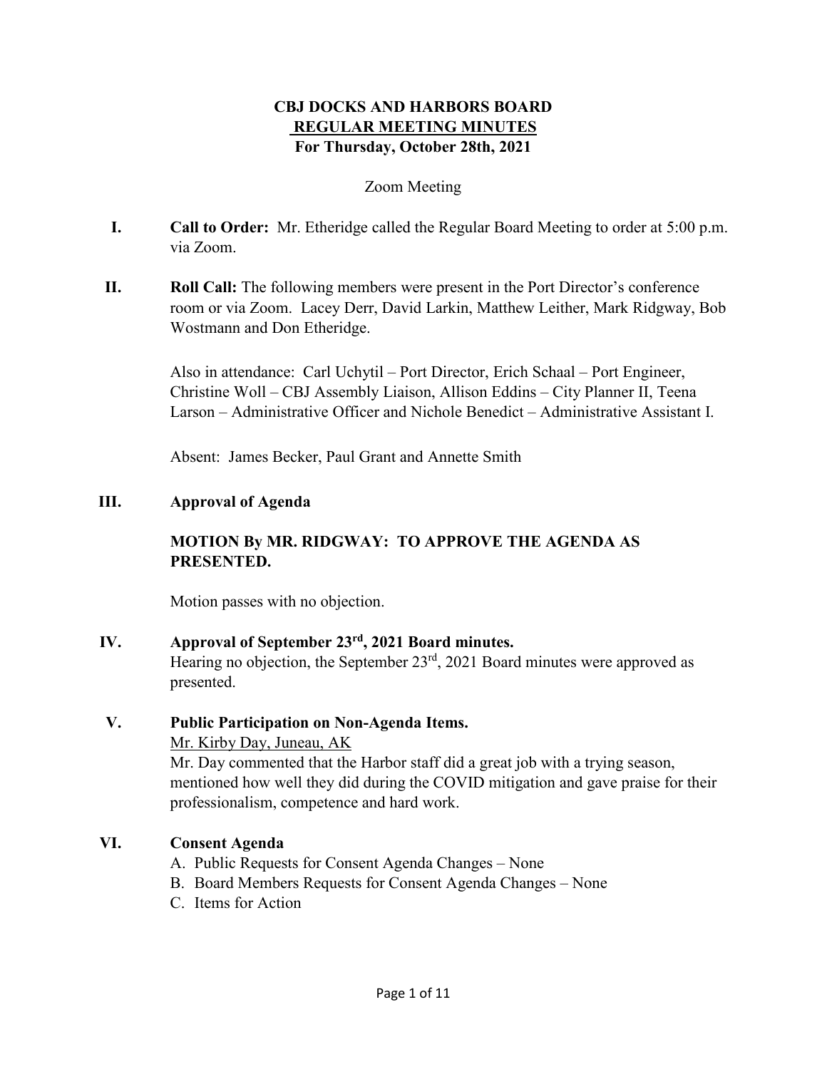# CBJ DOCKS AND HARBORS BOARD
## REGULAR MEETING MINUTES
### For Thursday, October 28th, 2021

Zoom Meeting

**I. Call to Order:** Mr. Etheridge called the Regular Board Meeting to order at 5:00 p.m. via Zoom.

**II. Roll Call:** The following members were present in the Port Director's conference room or via Zoom. Lacey Derr, David Larkin, Matthew Leither, Mark Ridgway, Bob Wostmann and Don Etheridge.

Also in attendance: Carl Uchytil – Port Director, Erich Schaal – Port Engineer, Christine Woll – CBJ Assembly Liaison, Allison Eddins – City Planner II, Teena Larson – Administrative Officer and Nichole Benedict – Administrative Assistant I.

Absent: James Becker, Paul Grant and Annette Smith

**III. Approval of Agenda**

**MOTION By MR. RIDGWAY: TO APPROVE THE AGENDA AS PRESENTED.**

Motion passes with no objection.

**IV. Approval of September 23rd, 2021 Board minutes.**

Hearing no objection, the September 23rd, 2021 Board minutes were approved as presented.

**V. Public Participation on Non-Agenda Items.**

Mr. Kirby Day, Juneau, AK

Mr. Day commented that the Harbor staff did a great job with a trying season, mentioned how well they did during the COVID mitigation and gave praise for their professionalism, competence and hard work.

**VI. Consent Agenda**

A. Public Requests for Consent Agenda Changes – None
B. Board Members Requests for Consent Agenda Changes – None
C. Items for Action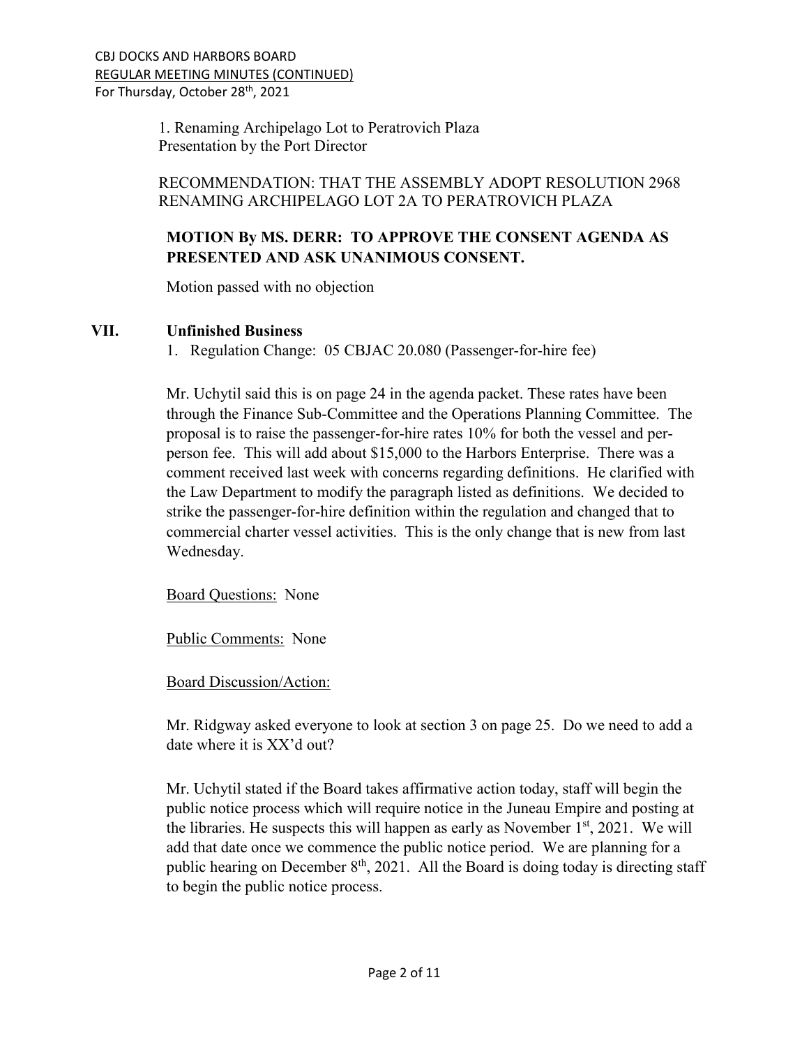1. Renaming Archipelago Lot to Peratrovich Plaza
Presentation by the Port Director

RECOMMENDATION: THAT THE ASSEMBLY ADOPT RESOLUTION 2968 RENAMING ARCHIPELAGO LOT 2A TO PERATROVICH PLAZA

**MOTION By MS. DERR: TO APPROVE THE CONSENT AGENDA AS PRESENTED AND ASK UNANIMOUS CONSENT.**

Motion passed with no objection

## VII. Unfinished Business

1. Regulation Change: 05 CBJAC 20.080 (Passenger-for-hire fee)

Mr. Uchytil said this is on page 24 in the agenda packet. These rates have been through the Finance Sub-Committee and the Operations Planning Committee. The proposal is to raise the passenger-for-hire rates 10% for both the vessel and per-person fee. This will add about $15,000 to the Harbors Enterprise. There was a comment received last week with concerns regarding definitions. He clarified with the Law Department to modify the paragraph listed as definitions. We decided to strike the passenger-for-hire definition within the regulation and changed that to commercial charter vessel activities. This is the only change that is new from last Wednesday.

Board Questions: None

Public Comments: None

Board Discussion/Action:

Mr. Ridgway asked everyone to look at section 3 on page 25. Do we need to add a date where it is XX'd out?

Mr. Uchytil stated if the Board takes affirmative action today, staff will begin the public notice process which will require notice in the Juneau Empire and posting at the libraries. He suspects this will happen as early as November 1st, 2021. We will add that date once we commence the public notice period. We are planning for a public hearing on December 8th, 2021. All the Board is doing today is directing staff to begin the public notice process.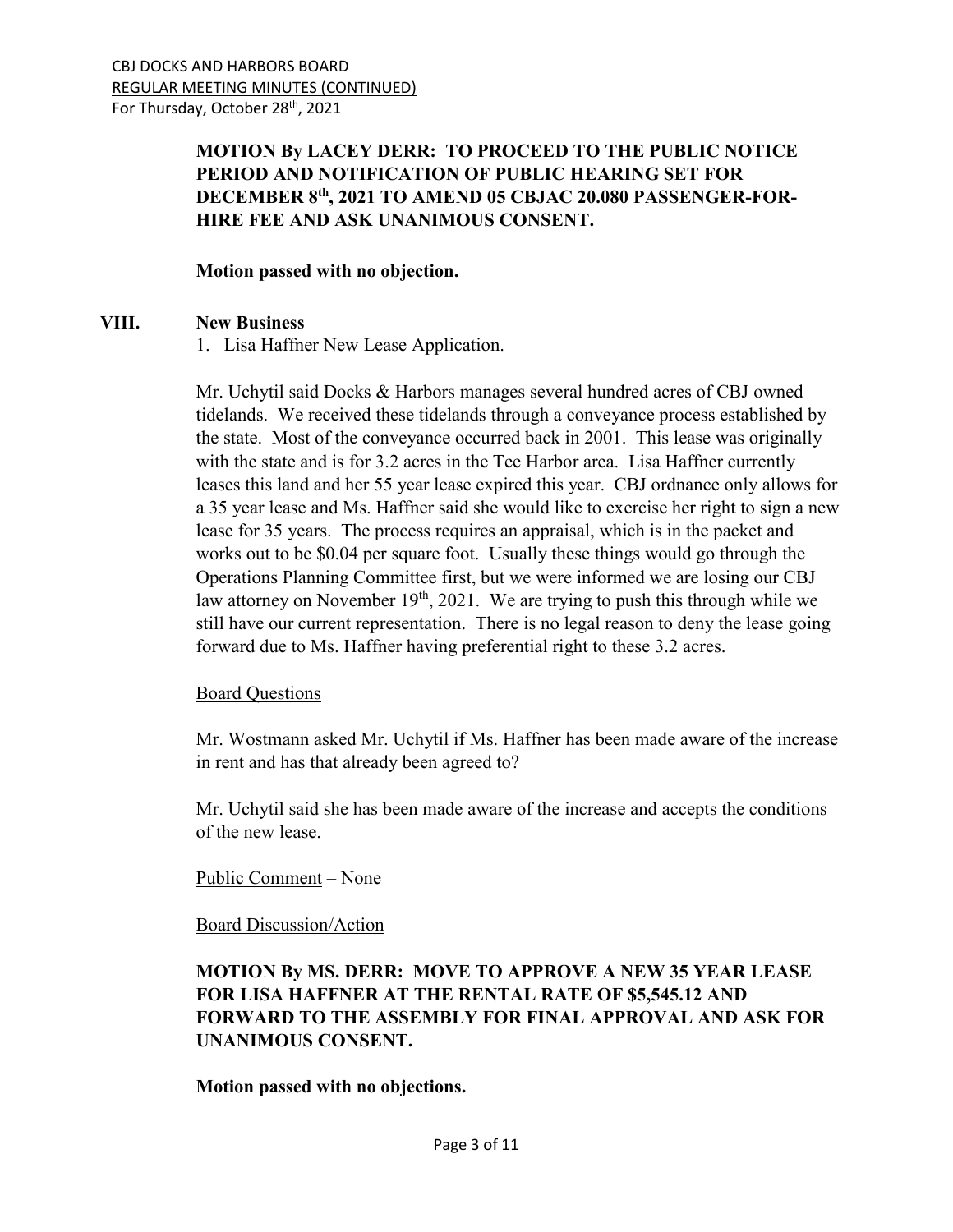**MOTION By LACEY DERR: TO PROCEED TO THE PUBLIC NOTICE PERIOD AND NOTIFICATION OF PUBLIC HEARING SET FOR DECEMBER 8th, 2021 TO AMEND 05 CBJAC 20.080 PASSENGER-FOR-HIRE FEE AND ASK UNANIMOUS CONSENT.**

**Motion passed with no objection.**

## VIII. New Business

1. Lisa Haffner New Lease Application.

Mr. Uchytil said Docks & Harbors manages several hundred acres of CBJ owned tidelands. We received these tidelands through a conveyance process established by the state. Most of the conveyance occurred back in 2001. This lease was originally with the state and is for 3.2 acres in the Tee Harbor area. Lisa Haffner currently leases this land and her 55 year lease expired this year. CBJ ordnance only allows for a 35 year lease and Ms. Haffner said she would like to exercise her right to sign a new lease for 35 years. The process requires an appraisal, which is in the packet and works out to be $0.04 per square foot. Usually these things would go through the Operations Planning Committee first, but we were informed we are losing our CBJ law attorney on November 19th, 2021. We are trying to push this through while we still have our current representation. There is no legal reason to deny the lease going forward due to Ms. Haffner having preferential right to these 3.2 acres.

Board Questions

Mr. Wostmann asked Mr. Uchytil if Ms. Haffner has been made aware of the increase in rent and has that already been agreed to?

Mr. Uchytil said she has been made aware of the increase and accepts the conditions of the new lease.

Public Comment – None

Board Discussion/Action

**MOTION By MS. DERR: MOVE TO APPROVE A NEW 35 YEAR LEASE FOR LISA HAFFNER AT THE RENTAL RATE OF $5,545.12 AND FORWARD TO THE ASSEMBLY FOR FINAL APPROVAL AND ASK FOR UNANIMOUS CONSENT.**

**Motion passed with no objections.**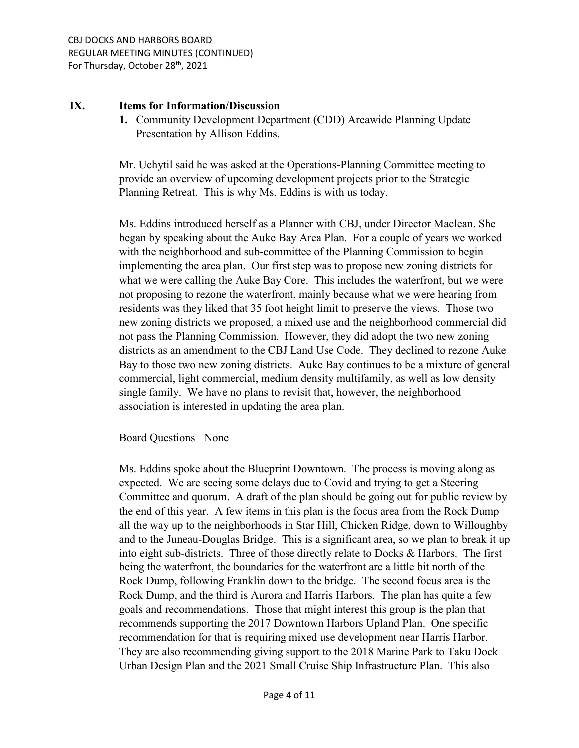## IX. Items for Information/Discussion

1. Community Development Department (CDD) Areawide Planning Update Presentation by Allison Eddins.

Mr. Uchytil said he was asked at the Operations-Planning Committee meeting to provide an overview of upcoming development projects prior to the Strategic Planning Retreat. This is why Ms. Eddins is with us today.

Ms. Eddins introduced herself as a Planner with CBJ, under Director Maclean. She began by speaking about the Auke Bay Area Plan. For a couple of years we worked with the neighborhood and sub-committee of the Planning Commission to begin implementing the area plan. Our first step was to propose new zoning districts for what we were calling the Auke Bay Core. This includes the waterfront, but we were not proposing to rezone the waterfront, mainly because what we were hearing from residents was they liked that 35 foot height limit to preserve the views. Those two new zoning districts we proposed, a mixed use and the neighborhood commercial did not pass the Planning Commission. However, they did adopt the two new zoning districts as an amendment to the CBJ Land Use Code. They declined to rezone Auke Bay to those two new zoning districts. Auke Bay continues to be a mixture of general commercial, light commercial, medium density multifamily, as well as low density single family. We have no plans to revisit that, however, the neighborhood association is interested in updating the area plan.

Board Questions None

Ms. Eddins spoke about the Blueprint Downtown. The process is moving along as expected. We are seeing some delays due to Covid and trying to get a Steering Committee and quorum. A draft of the plan should be going out for public review by the end of this year. A few items in this plan is the focus area from the Rock Dump all the way up to the neighborhoods in Star Hill, Chicken Ridge, down to Willoughby and to the Juneau-Douglas Bridge. This is a significant area, so we plan to break it up into eight sub-districts. Three of those directly relate to Docks & Harbors. The first being the waterfront, the boundaries for the waterfront are a little bit north of the Rock Dump, following Franklin down to the bridge. The second focus area is the Rock Dump, and the third is Aurora and Harris Harbors. The plan has quite a few goals and recommendations. Those that might interest this group is the plan that recommends supporting the 2017 Downtown Harbors Upland Plan. One specific recommendation for that is requiring mixed use development near Harris Harbor. They are also recommending giving support to the 2018 Marine Park to Taku Dock Urban Design Plan and the 2021 Small Cruise Ship Infrastructure Plan. This also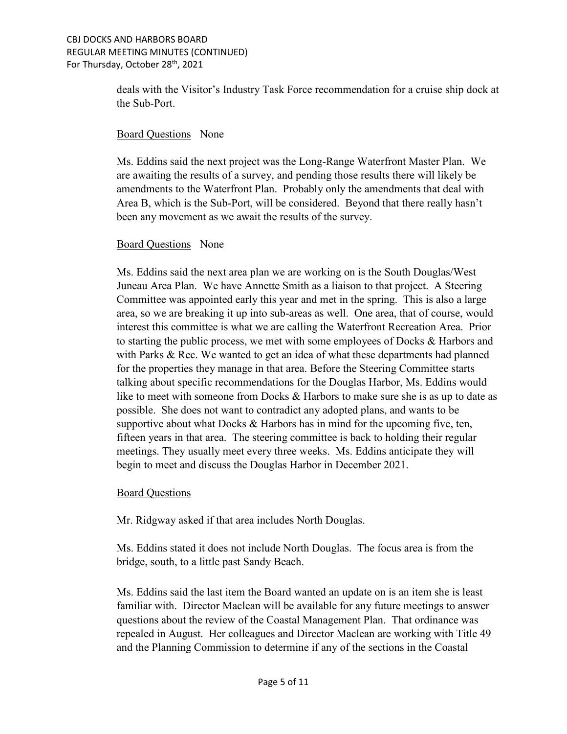deals with the Visitor's Industry Task Force recommendation for a cruise ship dock at the Sub-Port.

Board Questions None

Ms. Eddins said the next project was the Long-Range Waterfront Master Plan. We are awaiting the results of a survey, and pending those results there will likely be amendments to the Waterfront Plan. Probably only the amendments that deal with Area B, which is the Sub-Port, will be considered. Beyond that there really hasn't been any movement as we await the results of the survey.

Board Questions None

Ms. Eddins said the next area plan we are working on is the South Douglas/West Juneau Area Plan. We have Annette Smith as a liaison to that project. A Steering Committee was appointed early this year and met in the spring. This is also a large area, so we are breaking it up into sub-areas as well. One area, that of course, would interest this committee is what we are calling the Waterfront Recreation Area. Prior to starting the public process, we met with some employees of Docks & Harbors and with Parks & Rec. We wanted to get an idea of what these departments had planned for the properties they manage in that area. Before the Steering Committee starts talking about specific recommendations for the Douglas Harbor, Ms. Eddins would like to meet with someone from Docks & Harbors to make sure she is as up to date as possible. She does not want to contradict any adopted plans, and wants to be supportive about what Docks & Harbors has in mind for the upcoming five, ten, fifteen years in that area. The steering committee is back to holding their regular meetings. They usually meet every three weeks. Ms. Eddins anticipate they will begin to meet and discuss the Douglas Harbor in December 2021.

Board Questions

Mr. Ridgway asked if that area includes North Douglas.

Ms. Eddins stated it does not include North Douglas. The focus area is from the bridge, south, to a little past Sandy Beach.

Ms. Eddins said the last item the Board wanted an update on is an item she is least familiar with. Director Maclean will be available for any future meetings to answer questions about the review of the Coastal Management Plan. That ordinance was repealed in August. Her colleagues and Director Maclean are working with Title 49 and the Planning Commission to determine if any of the sections in the Coastal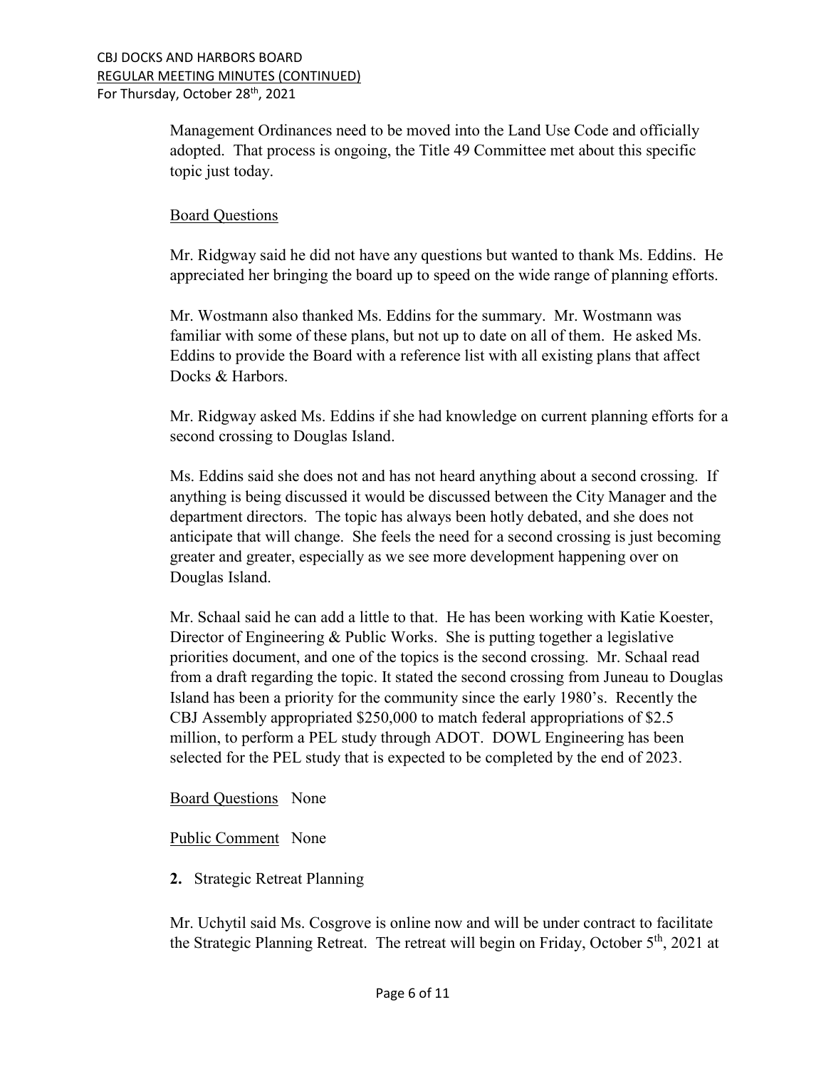Management Ordinances need to be moved into the Land Use Code and officially adopted. That process is ongoing, the Title 49 Committee met about this specific topic just today.

Board Questions

Mr. Ridgway said he did not have any questions but wanted to thank Ms. Eddins. He appreciated her bringing the board up to speed on the wide range of planning efforts.

Mr. Wostmann also thanked Ms. Eddins for the summary. Mr. Wostmann was familiar with some of these plans, but not up to date on all of them. He asked Ms. Eddins to provide the Board with a reference list with all existing plans that affect Docks & Harbors.

Mr. Ridgway asked Ms. Eddins if she had knowledge on current planning efforts for a second crossing to Douglas Island.

Ms. Eddins said she does not and has not heard anything about a second crossing. If anything is being discussed it would be discussed between the City Manager and the department directors. The topic has always been hotly debated, and she does not anticipate that will change. She feels the need for a second crossing is just becoming greater and greater, especially as we see more development happening over on Douglas Island.

Mr. Schaal said he can add a little to that. He has been working with Katie Koester, Director of Engineering & Public Works. She is putting together a legislative priorities document, and one of the topics is the second crossing. Mr. Schaal read from a draft regarding the topic. It stated the second crossing from Juneau to Douglas Island has been a priority for the community since the early 1980's. Recently the CBJ Assembly appropriated $250,000 to match federal appropriations of $2.5 million, to perform a PEL study through ADOT. DOWL Engineering has been selected for the PEL study that is expected to be completed by the end of 2023.

Board Questions None

Public Comment None

**2.** Strategic Retreat Planning

Mr. Uchytil said Ms. Cosgrove is online now and will be under contract to facilitate the Strategic Planning Retreat. The retreat will begin on Friday, October 5th, 2021 at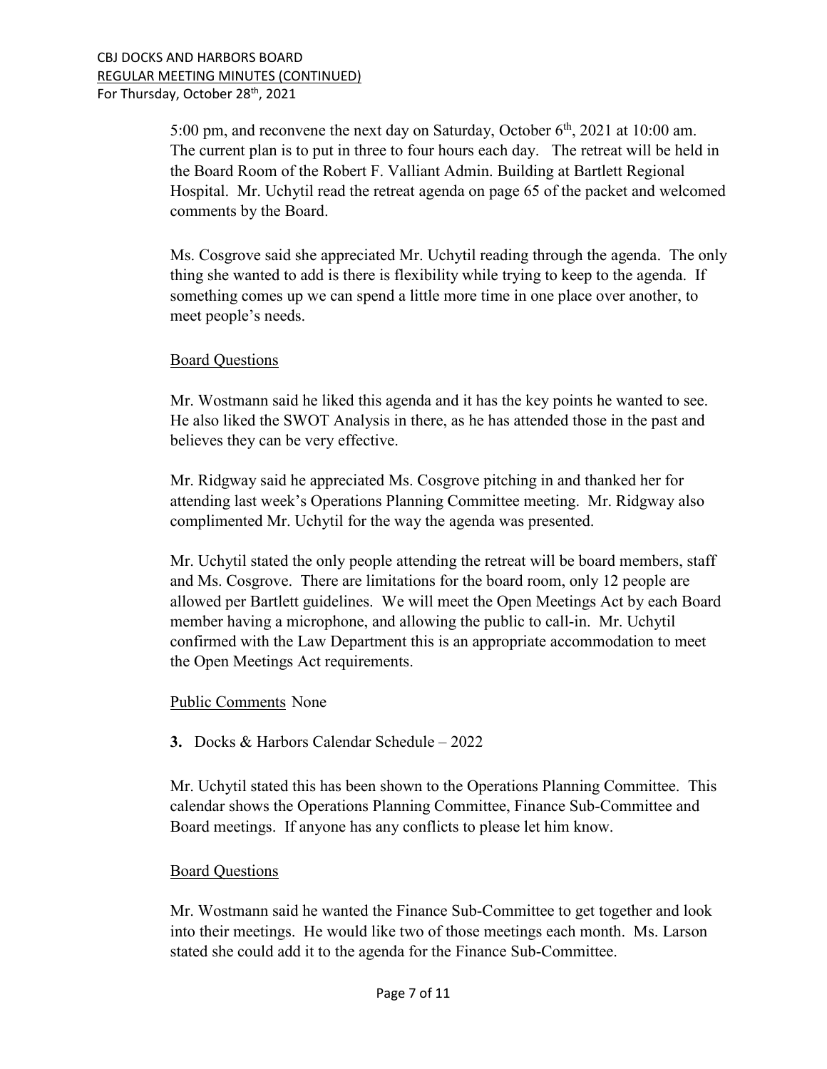5:00 pm, and reconvene the next day on Saturday, October 6th, 2021 at 10:00 am. The current plan is to put in three to four hours each day. The retreat will be held in the Board Room of the Robert F. Valliant Admin. Building at Bartlett Regional Hospital. Mr. Uchytil read the retreat agenda on page 65 of the packet and welcomed comments by the Board.

Ms. Cosgrove said she appreciated Mr. Uchytil reading through the agenda. The only thing she wanted to add is there is flexibility while trying to keep to the agenda. If something comes up we can spend a little more time in one place over another, to meet people's needs.

Board Questions

Mr. Wostmann said he liked this agenda and it has the key points he wanted to see. He also liked the SWOT Analysis in there, as he has attended those in the past and believes they can be very effective.

Mr. Ridgway said he appreciated Ms. Cosgrove pitching in and thanked her for attending last week's Operations Planning Committee meeting. Mr. Ridgway also complimented Mr. Uchytil for the way the agenda was presented.

Mr. Uchytil stated the only people attending the retreat will be board members, staff and Ms. Cosgrove. There are limitations for the board room, only 12 people are allowed per Bartlett guidelines. We will meet the Open Meetings Act by each Board member having a microphone, and allowing the public to call-in. Mr. Uchytil confirmed with the Law Department this is an appropriate accommodation to meet the Open Meetings Act requirements.

Public Comments None

**3.** Docks & Harbors Calendar Schedule – 2022

Mr. Uchytil stated this has been shown to the Operations Planning Committee. This calendar shows the Operations Planning Committee, Finance Sub-Committee and Board meetings. If anyone has any conflicts to please let him know.

Board Questions

Mr. Wostmann said he wanted the Finance Sub-Committee to get together and look into their meetings. He would like two of those meetings each month. Ms. Larson stated she could add it to the agenda for the Finance Sub-Committee.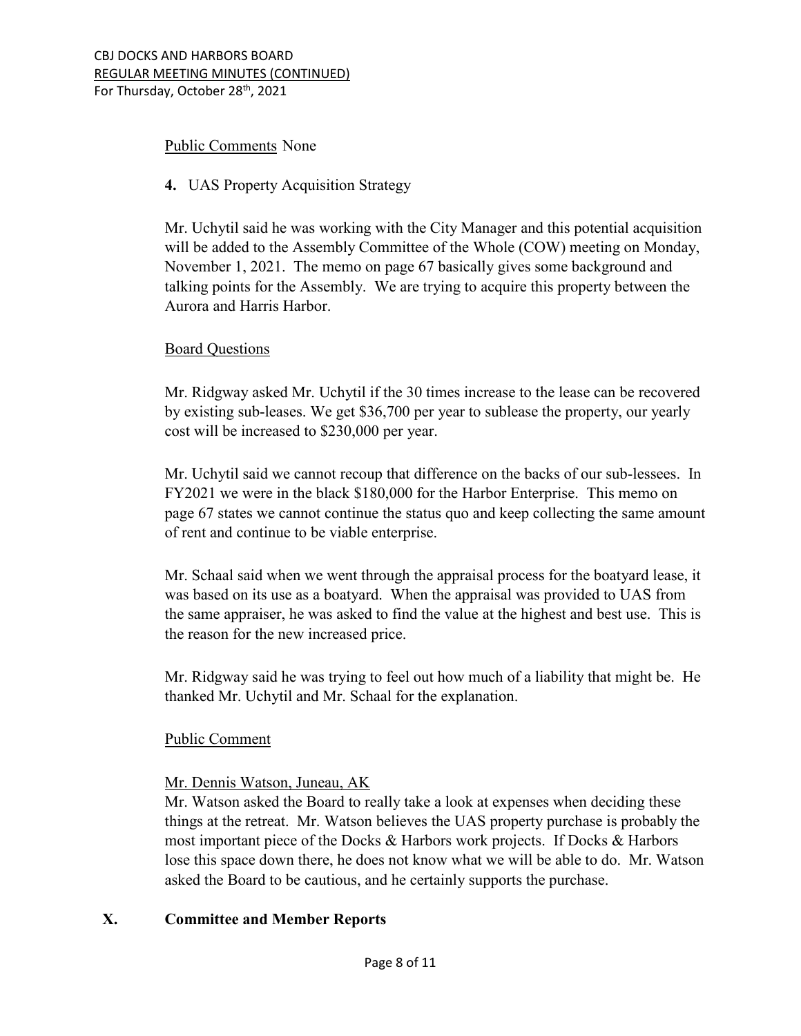Public Comments None

**4.** UAS Property Acquisition Strategy

Mr. Uchytil said he was working with the City Manager and this potential acquisition will be added to the Assembly Committee of the Whole (COW) meeting on Monday, November 1, 2021. The memo on page 67 basically gives some background and talking points for the Assembly. We are trying to acquire this property between the Aurora and Harris Harbor.

Board Questions

Mr. Ridgway asked Mr. Uchytil if the 30 times increase to the lease can be recovered by existing sub-leases. We get $36,700 per year to sublease the property, our yearly cost will be increased to $230,000 per year.

Mr. Uchytil said we cannot recoup that difference on the backs of our sub-lessees. In FY2021 we were in the black $180,000 for the Harbor Enterprise. This memo on page 67 states we cannot continue the status quo and keep collecting the same amount of rent and continue to be viable enterprise.

Mr. Schaal said when we went through the appraisal process for the boatyard lease, it was based on its use as a boatyard. When the appraisal was provided to UAS from the same appraiser, he was asked to find the value at the highest and best use. This is the reason for the new increased price.

Mr. Ridgway said he was trying to feel out how much of a liability that might be. He thanked Mr. Uchytil and Mr. Schaal for the explanation.

Public Comment

Mr. Dennis Watson, Juneau, AK

Mr. Watson asked the Board to really take a look at expenses when deciding these things at the retreat. Mr. Watson believes the UAS property purchase is probably the most important piece of the Docks & Harbors work projects. If Docks & Harbors lose this space down there, he does not know what we will be able to do. Mr. Watson asked the Board to be cautious, and he certainly supports the purchase.

## X. Committee and Member Reports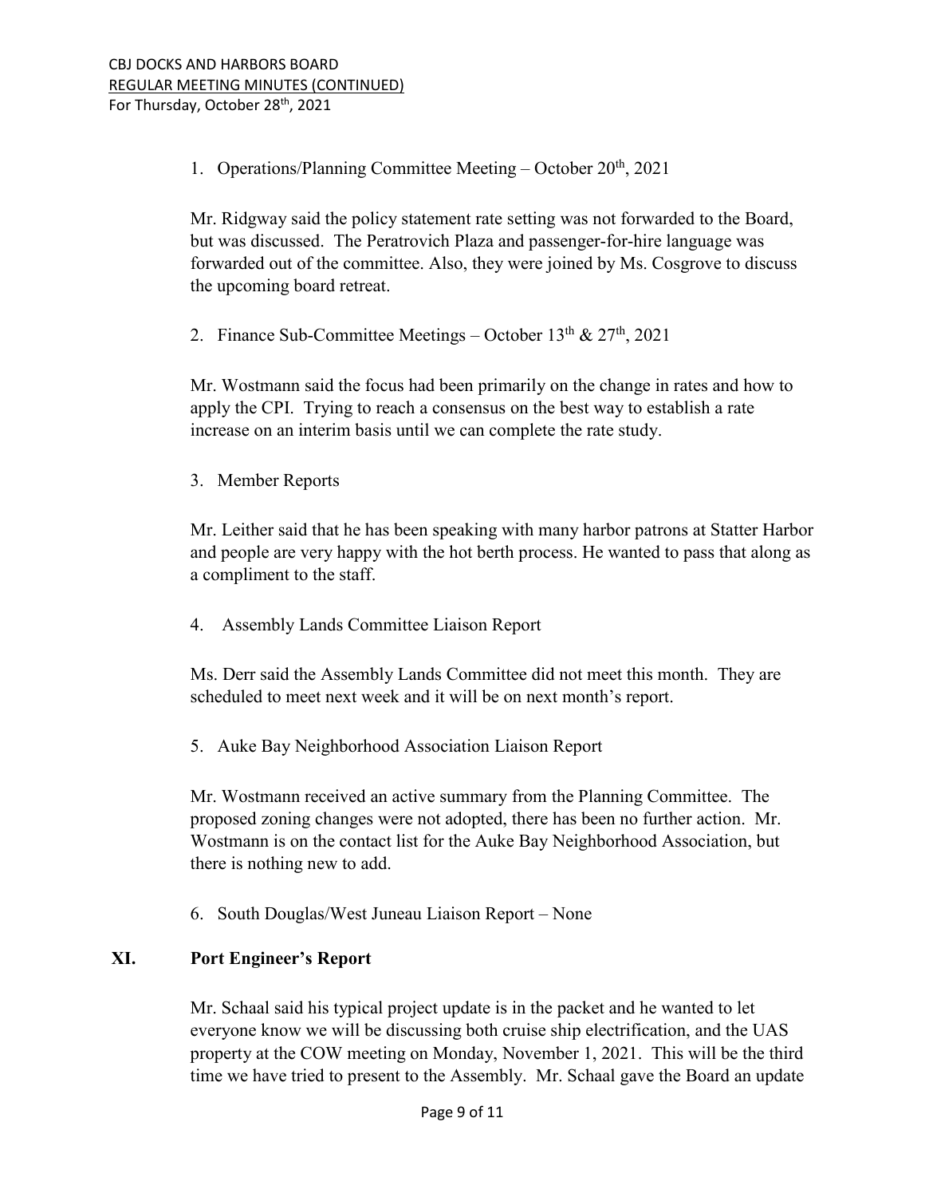1. Operations/Planning Committee Meeting – October 20th, 2021

   Mr. Ridgway said the policy statement rate setting was not forwarded to the Board, but was discussed. The Peratrovich Plaza and passenger-for-hire language was forwarded out of the committee. Also, they were joined by Ms. Cosgrove to discuss the upcoming board retreat.

2. Finance Sub-Committee Meetings – October 13th & 27th, 2021

   Mr. Wostmann said the focus had been primarily on the change in rates and how to apply the CPI. Trying to reach a consensus on the best way to establish a rate increase on an interim basis until we can complete the rate study.

3. Member Reports

   Mr. Leither said that he has been speaking with many harbor patrons at Statter Harbor and people are very happy with the hot berth process. He wanted to pass that along as a compliment to the staff.

4. Assembly Lands Committee Liaison Report

   Ms. Derr said the Assembly Lands Committee did not meet this month. They are scheduled to meet next week and it will be on next month's report.

5. Auke Bay Neighborhood Association Liaison Report

   Mr. Wostmann received an active summary from the Planning Committee. The proposed zoning changes were not adopted, there has been no further action. Mr. Wostmann is on the contact list for the Auke Bay Neighborhood Association, but there is nothing new to add.

6. South Douglas/West Juneau Liaison Report – None

## XI. Port Engineer's Report

Mr. Schaal said his typical project update is in the packet and he wanted to let everyone know we will be discussing both cruise ship electrification, and the UAS property at the COW meeting on Monday, November 1, 2021. This will be the third time we have tried to present to the Assembly. Mr. Schaal gave the Board an update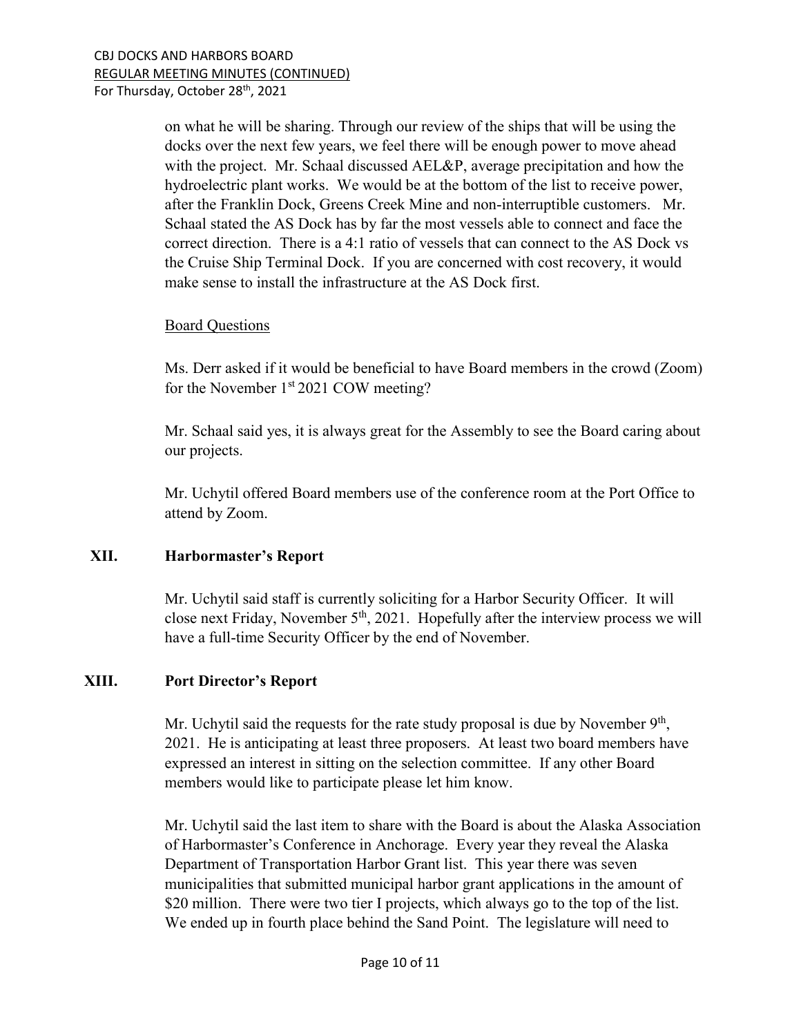on what he will be sharing. Through our review of the ships that will be using the docks over the next few years, we feel there will be enough power to move ahead with the project. Mr. Schaal discussed AEL&P, average precipitation and how the hydroelectric plant works. We would be at the bottom of the list to receive power, after the Franklin Dock, Greens Creek Mine and non-interruptible customers. Mr. Schaal stated the AS Dock has by far the most vessels able to connect and face the correct direction. There is a 4:1 ratio of vessels that can connect to the AS Dock vs the Cruise Ship Terminal Dock. If you are concerned with cost recovery, it would make sense to install the infrastructure at the AS Dock first.

Board Questions

Ms. Derr asked if it would be beneficial to have Board members in the crowd (Zoom) for the November 1st 2021 COW meeting?

Mr. Schaal said yes, it is always great for the Assembly to see the Board caring about our projects.

Mr. Uchytil offered Board members use of the conference room at the Port Office to attend by Zoom.

## XII. Harbormaster's Report

Mr. Uchytil said staff is currently soliciting for a Harbor Security Officer. It will close next Friday, November 5th, 2021. Hopefully after the interview process we will have a full-time Security Officer by the end of November.

## XIII. Port Director's Report

Mr. Uchytil said the requests for the rate study proposal is due by November 9th, 2021. He is anticipating at least three proposers. At least two board members have expressed an interest in sitting on the selection committee. If any other Board members would like to participate please let him know.

Mr. Uchytil said the last item to share with the Board is about the Alaska Association of Harbormaster's Conference in Anchorage. Every year they reveal the Alaska Department of Transportation Harbor Grant list. This year there was seven municipalities that submitted municipal harbor grant applications in the amount of $20 million. There were two tier I projects, which always go to the top of the list. We ended up in fourth place behind the Sand Point. The legislature will need to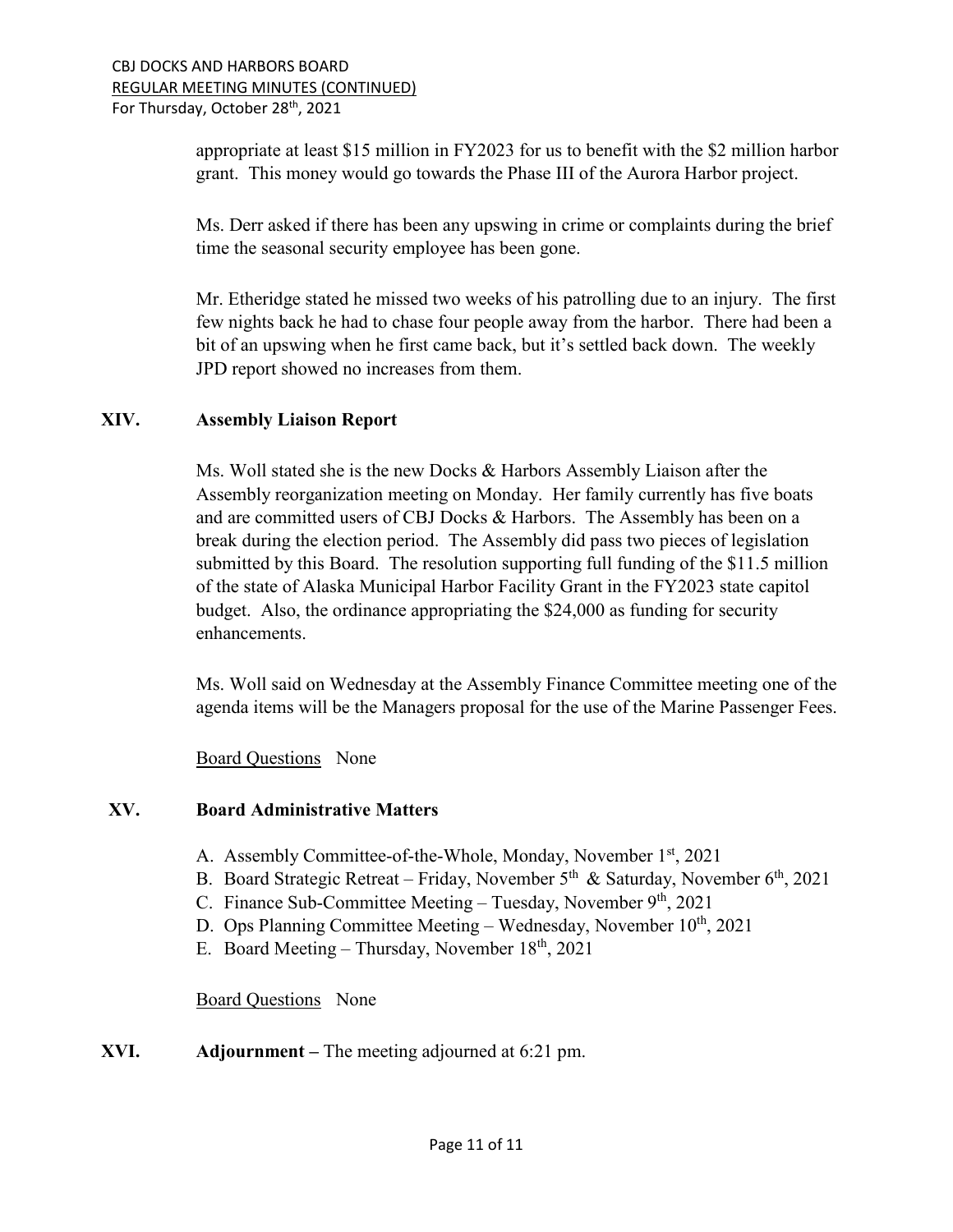appropriate at least \$15 million in FY2023 for us to benefit with the \$2 million harbor grant. This money would go towards the Phase III of the Aurora Harbor project.

Ms. Derr asked if there has been any upswing in crime or complaints during the brief time the seasonal security employee has been gone.

Mr. Etheridge stated he missed two weeks of his patrolling due to an injury. The first few nights back he had to chase four people away from the harbor. There had been a bit of an upswing when he first came back, but it's settled back down. The weekly JPD report showed no increases from them.

## XIV. Assembly Liaison Report

Ms. Woll stated she is the new Docks & Harbors Assembly Liaison after the Assembly reorganization meeting on Monday. Her family currently has five boats and are committed users of CBJ Docks & Harbors. The Assembly has been on a break during the election period. The Assembly did pass two pieces of legislation submitted by this Board. The resolution supporting full funding of the \$11.5 million of the state of Alaska Municipal Harbor Facility Grant in the FY2023 state capitol budget. Also, the ordinance appropriating the \$24,000 as funding for security enhancements.

Ms. Woll said on Wednesday at the Assembly Finance Committee meeting one of the agenda items will be the Managers proposal for the use of the Marine Passenger Fees.

Board Questions None

## XV. Board Administrative Matters

A. Assembly Committee-of-the-Whole, Monday, November 1st, 2021
B. Board Strategic Retreat – Friday, November 5th & Saturday, November 6th, 2021
C. Finance Sub-Committee Meeting – Tuesday, November 9th, 2021
D. Ops Planning Committee Meeting – Wednesday, November 10th, 2021
E. Board Meeting – Thursday, November 18th, 2021

Board Questions None

## XVI. Adjournment – The meeting adjourned at 6:21 pm.